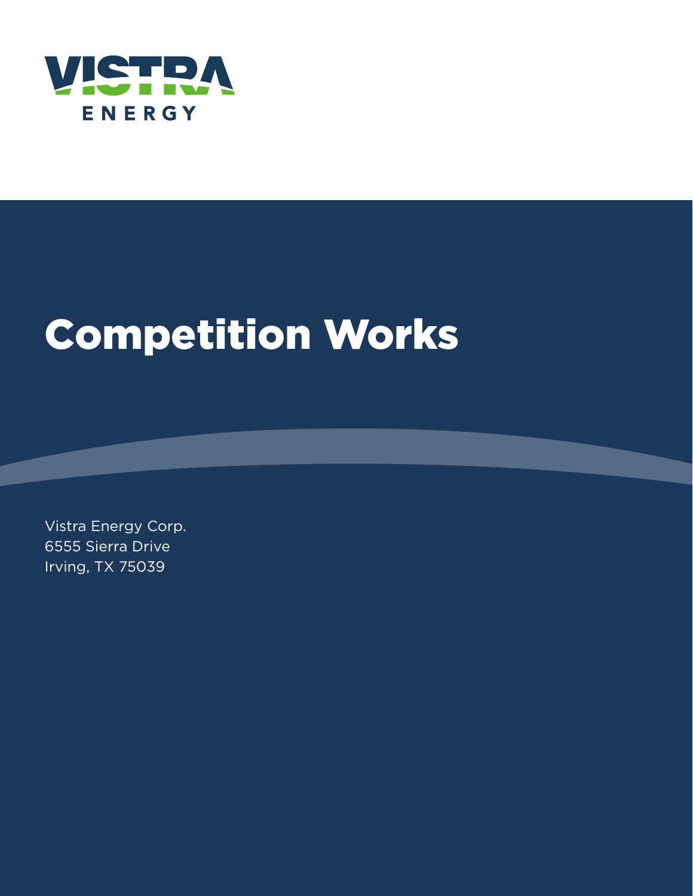VISTRA ENERGY

# Competition Works

Vistra Energy Corp.
6555 Sierra Drive
Irving, TX 75039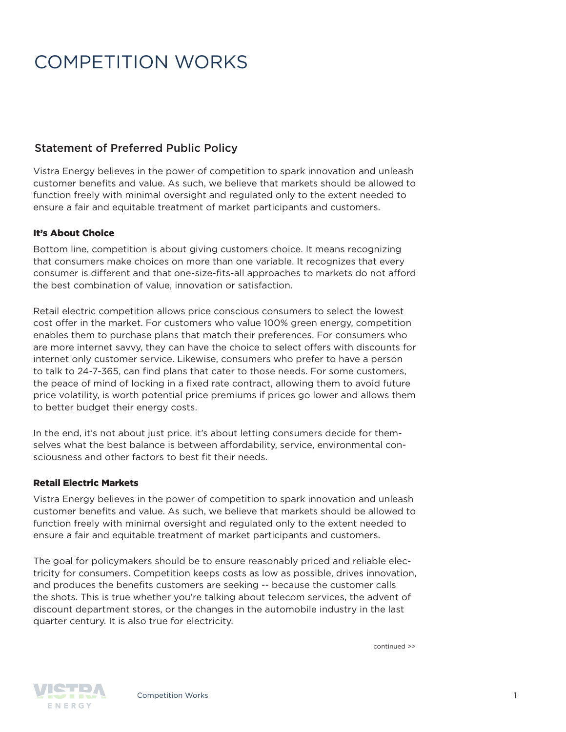# COMPETITION WORKS

## Statement of Preferred Public Policy

Vistra Energy believes in the power of competition to spark innovation and unleash customer benefits and value. As such, we believe that markets should be allowed to function freely with minimal oversight and regulated only to the extent needed to ensure a fair and equitable treatment of market participants and customers.

### It's About Choice

Bottom line, competition is about giving customers choice. It means recognizing that consumers make choices on more than one variable. It recognizes that every consumer is different and that one-size-fits-all approaches to markets do not afford the best combination of value, innovation or satisfaction.

Retail electric competition allows price conscious consumers to select the lowest cost offer in the market. For customers who value 100% green energy, competition enables them to purchase plans that match their preferences. For consumers who are more internet savvy, they can have the choice to select offers with discounts for internet only customer service. Likewise, consumers who prefer to have a person to talk to 24-7-365, can find plans that cater to those needs. For some customers, the peace of mind of locking in a fixed rate contract, allowing them to avoid future price volatility, is worth potential price premiums if prices go lower and allows them to better budget their energy costs.

In the end, it's not about just price, it's about letting consumers decide for themselves what the best balance is between affordability, service, environmental consciousness and other factors to best fit their needs.

### Retail Electric Markets

Vistra Energy believes in the power of competition to spark innovation and unleash customer benefits and value. As such, we believe that markets should be allowed to function freely with minimal oversight and regulated only to the extent needed to ensure a fair and equitable treatment of market participants and customers.

The goal for policymakers should be to ensure reasonably priced and reliable electricity for consumers. Competition keeps costs as low as possible, drives innovation, and produces the benefits customers are seeking -- because the customer calls the shots. This is true whether you're talking about telecom services, the advent of discount department stores, or the changes in the automobile industry in the last quarter century. It is also true for electricity.

continued >>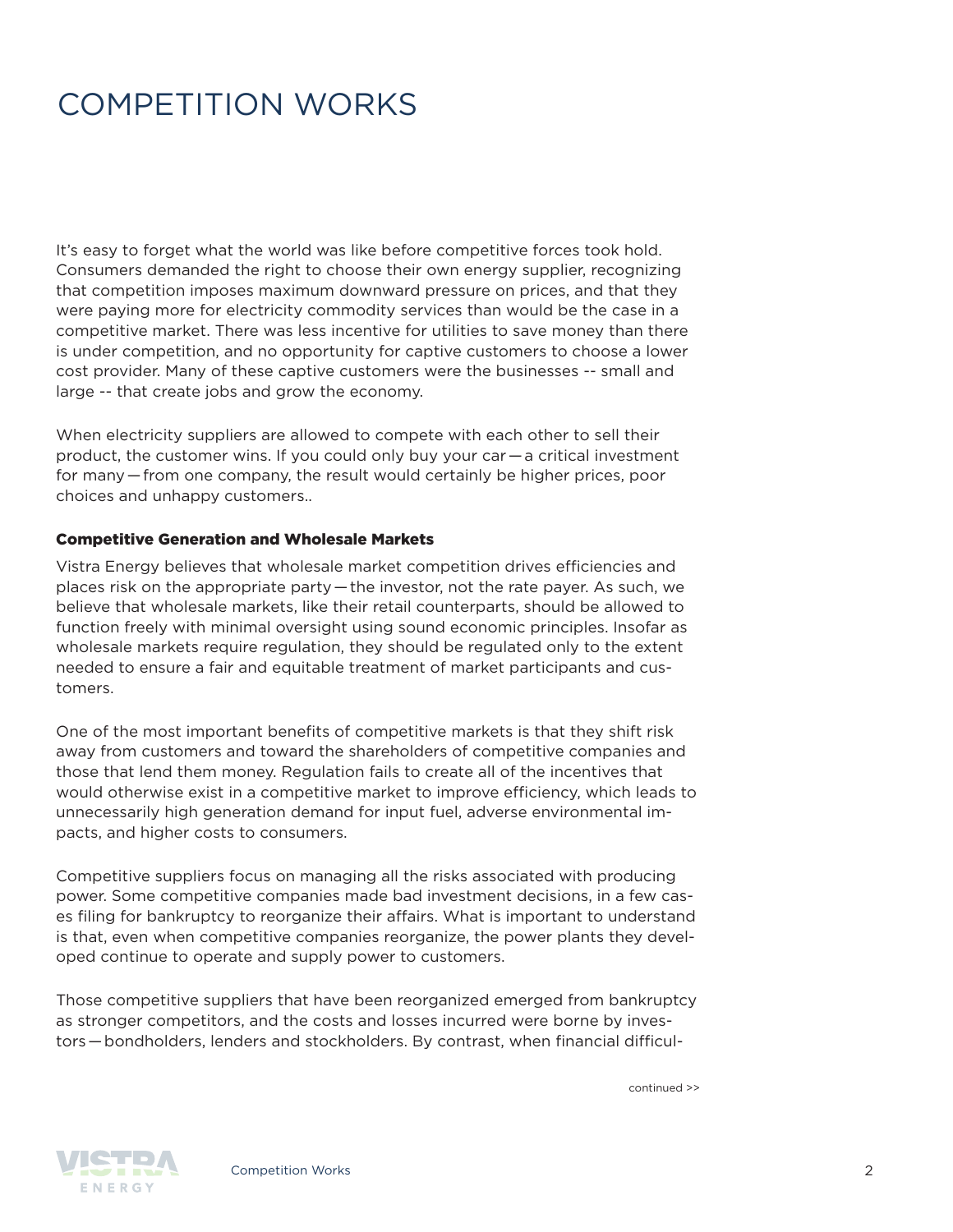# COMPETITION WORKS

It's easy to forget what the world was like before competitive forces took hold. Consumers demanded the right to choose their own energy supplier, recognizing that competition imposes maximum downward pressure on prices, and that they were paying more for electricity commodity services than would be the case in a competitive market. There was less incentive for utilities to save money than there is under competition, and no opportunity for captive customers to choose a lower cost provider. Many of these captive customers were the businesses -- small and large -- that create jobs and grow the economy.

When electricity suppliers are allowed to compete with each other to sell their product, the customer wins. If you could only buy your car — a critical investment for many — from one company, the result would certainly be higher prices, poor choices and unhappy customers..

### Competitive Generation and Wholesale Markets

Vistra Energy believes that wholesale market competition drives efficiencies and places risk on the appropriate party — the investor, not the rate payer. As such, we believe that wholesale markets, like their retail counterparts, should be allowed to function freely with minimal oversight using sound economic principles. Insofar as wholesale markets require regulation, they should be regulated only to the extent needed to ensure a fair and equitable treatment of market participants and customers.

One of the most important benefits of competitive markets is that they shift risk away from customers and toward the shareholders of competitive companies and those that lend them money. Regulation fails to create all of the incentives that would otherwise exist in a competitive market to improve efficiency, which leads to unnecessarily high generation demand for input fuel, adverse environmental impacts, and higher costs to consumers.

Competitive suppliers focus on managing all the risks associated with producing power. Some competitive companies made bad investment decisions, in a few cases filing for bankruptcy to reorganize their affairs. What is important to understand is that, even when competitive companies reorganize, the power plants they developed continue to operate and supply power to customers.

Those competitive suppliers that have been reorganized emerged from bankruptcy as stronger competitors, and the costs and losses incurred were borne by investors — bondholders, lenders and stockholders. By contrast, when financial difficul-

continued >>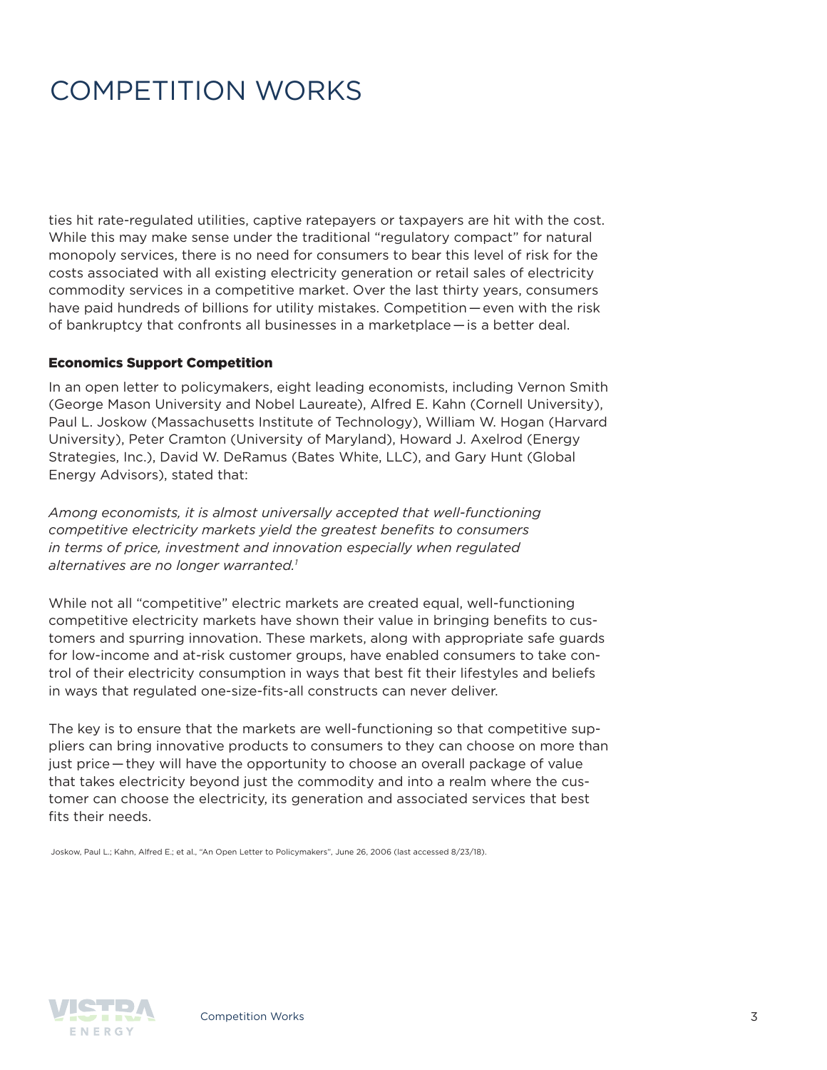ties hit rate-regulated utilities, captive ratepayers or taxpayers are hit with the cost. While this may make sense under the traditional "regulatory compact" for natural monopoly services, there is no need for consumers to bear this level of risk for the costs associated with all existing electricity generation or retail sales of electricity commodity services in a competitive market. Over the last thirty years, consumers have paid hundreds of billions for utility mistakes. Competition — even with the risk of bankruptcy that confronts all businesses in a marketplace — is a better deal.

**Economics Support Competition**

In an open letter to policymakers, eight leading economists, including Vernon Smith (George Mason University and Nobel Laureate), Alfred E. Kahn (Cornell University), Paul L. Joskow (Massachusetts Institute of Technology), William W. Hogan (Harvard University), Peter Cramton (University of Maryland), Howard J. Axelrod (Energy Strategies, Inc.), David W. DeRamus (Bates White, LLC), and Gary Hunt (Global Energy Advisors), stated that:

*Among economists, it is almost universally accepted that well-functioning competitive electricity markets yield the greatest benefits to consumers in terms of price, investment and innovation especially when regulated alternatives are no longer warranted.*[1]

While not all "competitive" electric markets are created equal, well-functioning competitive electricity markets have shown their value in bringing benefits to customers and spurring innovation. These markets, along with appropriate safe guards for low-income and at-risk customer groups, have enabled consumers to take control of their electricity consumption in ways that best fit their lifestyles and beliefs in ways that regulated one-size-fits-all constructs can never deliver.

The key is to ensure that the markets are well-functioning so that competitive suppliers can bring innovative products to consumers to they can choose on more than just price — they will have the opportunity to choose an overall package of value that takes electricity beyond just the commodity and into a realm where the customer can choose the electricity, its generation and associated services that best fits their needs.

Joskow, Paul L.; Kahn, Alfred E.; et al., "An Open Letter to Policymakers", June 26, 2006 (last accessed 8/23/18).